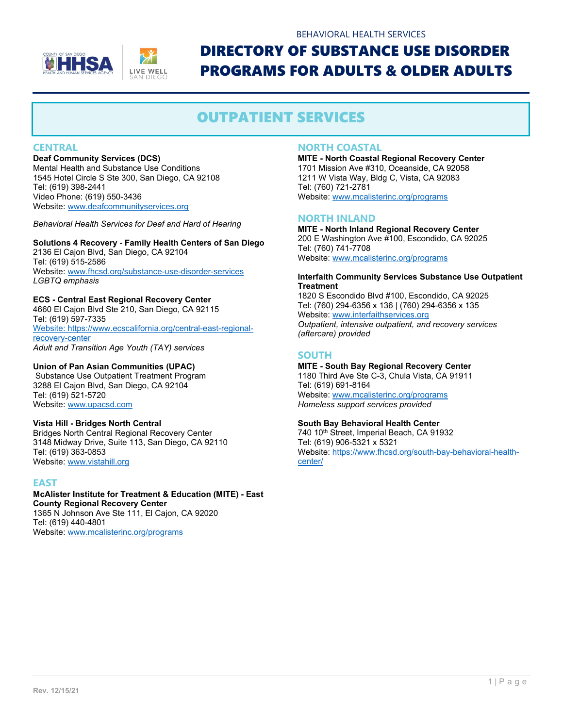BEHAVIORAL HEALTH SERVICES

# DIRECTORY OF SUBSTANCE USE DISORDER PROGRAMS FOR ADULTS & OLDER ADULTS

## OUTPATIENT SERVICES

### CENTRAL

**Deaf Community Services (DCS)**
Mental Health and Substance Use Conditions
1545 Hotel Circle S Ste 300, San Diego, CA 92108
Tel: (619) 398-2441
Video Phone: (619) 550-3436
Website: www.deafcommunityservices.org

*Behavioral Health Services for Deaf and Hard of Hearing*

**Solutions 4 Recovery - Family Health Centers of San Diego**
2136 El Cajon Blvd, San Diego, CA 92104
Tel: (619) 515-2586
Website: www.fhcsd.org/substance-use-disorder-services
*LGBTQ emphasis*

**ECS - Central East Regional Recovery Center**
4660 El Cajon Blvd Ste 210, San Diego, CA 92115
Tel: (619) 597-7335
Website: https://www.ecscalifornia.org/central-east-regional-recovery-center
*Adult and Transition Age Youth (TAY) services*

**Union of Pan Asian Communities (UPAC)**
Substance Use Outpatient Treatment Program
3288 El Cajon Blvd, San Diego, CA 92104
Tel: (619) 521-5720
Website: www.upacsd.com

**Vista Hill - Bridges North Central**
Bridges North Central Regional Recovery Center
3148 Midway Drive, Suite 113, San Diego, CA 92110
Tel: (619) 363-0853
Website: www.vistahill.org

### EAST

**McAlister Institute for Treatment & Education (MITE) - East County Regional Recovery Center**
1365 N Johnson Ave Ste 111, El Cajon, CA 92020
Tel: (619) 440-4801
Website: www.mcalisterinc.org/programs

### NORTH COASTAL

**MITE - North Coastal Regional Recovery Center**
1701 Mission Ave #310, Oceanside, CA 92058
1211 W Vista Way, Bldg C, Vista, CA 92083
Tel: (760) 721-2781
Website: www.mcalisterinc.org/programs

### NORTH INLAND

**MITE - North Inland Regional Recovery Center**
200 E Washington Ave #100, Escondido, CA 92025
Tel: (760) 741-7708
Website: www.mcalisterinc.org/programs

**Interfaith Community Services Substance Use Outpatient Treatment**
1820 S Escondido Blvd #100, Escondido, CA 92025
Tel: (760) 294-6356 x 136 | (760) 294-6356 x 135
Website: www.interfaithservices.org
*Outpatient, intensive outpatient, and recovery services (aftercare) provided*

### SOUTH

**MITE - South Bay Regional Recovery Center**
1180 Third Ave Ste C-3, Chula Vista, CA 91911
Tel: (619) 691-8164
Website: www.mcalisterinc.org/programs
*Homeless support services provided*

**South Bay Behavioral Health Center**
740 10th Street, Imperial Beach, CA 91932
Tel: (619) 906-5321 x 5321
Website: https://www.fhcsd.org/south-bay-behavioral-health-center/

Rev. 12/15/21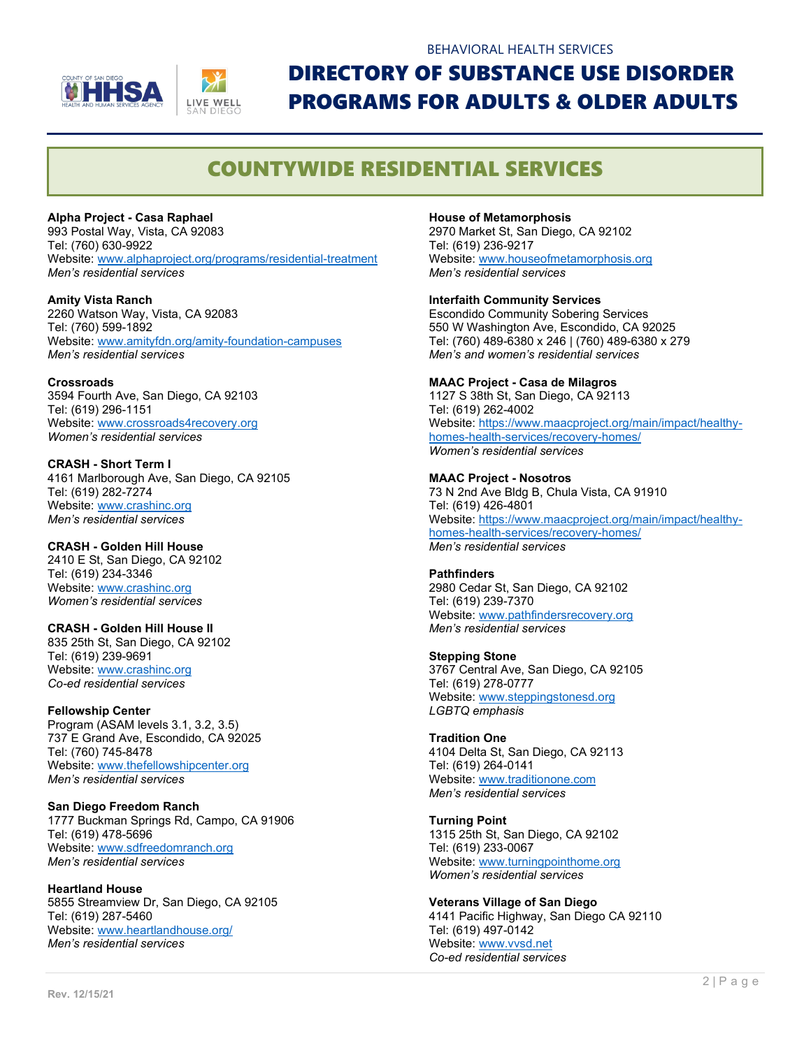BEHAVIORAL HEALTH SERVICES

# DIRECTORY OF SUBSTANCE USE DISORDER PROGRAMS FOR ADULTS & OLDER ADULTS

## COUNTYWIDE RESIDENTIAL SERVICES

**Alpha Project - Casa Raphael**
993 Postal Way, Vista, CA 92083
Tel: (760) 630-9922
Website: www.alphaproject.org/programs/residential-treatment
*Men's residential services*

**Amity Vista Ranch**
2260 Watson Way, Vista, CA 92083
Tel: (760) 599-1892
Website: www.amityfdn.org/amity-foundation-campuses
*Men's residential services*

**Crossroads**
3594 Fourth Ave, San Diego, CA 92103
Tel: (619) 296-1151
Website: www.crossroads4recovery.org
*Women's residential services*

**CRASH - Short Term I**
4161 Marlborough Ave, San Diego, CA 92105
Tel: (619) 282-7274
Website: www.crashinc.org
*Men's residential services*

**CRASH - Golden Hill House**
2410 E St, San Diego, CA 92102
Tel: (619) 234-3346
Website: www.crashinc.org
*Women's residential services*

**CRASH - Golden Hill House II**
835 25th St, San Diego, CA 92102
Tel: (619) 239-9691
Website: www.crashinc.org
*Co-ed residential services*

**Fellowship Center**
Program (ASAM levels 3.1, 3.2, 3.5)
737 E Grand Ave, Escondido, CA 92025
Tel: (760) 745-8478
Website: www.thefellowshipcenter.org
*Men's residential services*

**San Diego Freedom Ranch**
1777 Buckman Springs Rd, Campo, CA 91906
Tel: (619) 478-5696
Website: www.sdfreedomranch.org
*Men's residential services*

**Heartland House**
5855 Streamview Dr, San Diego, CA 92105
Tel: (619) 287-5460
Website: www.heartlandhouse.org/
*Men's residential services*

**House of Metamorphosis**
2970 Market St, San Diego, CA 92102
Tel: (619) 236-9217
Website: www.houseofmetamorphosis.org
*Men's residential services*

**Interfaith Community Services**
Escondido Community Sobering Services
550 W Washington Ave, Escondido, CA 92025
Tel: (760) 489-6380 x 246 | (760) 489-6380 x 279
*Men's and women's residential services*

**MAAC Project - Casa de Milagros**
1127 S 38th St, San Diego, CA 92113
Tel: (619) 262-4002
Website: https://www.maacproject.org/main/impact/healthy-homes-health-services/recovery-homes/
*Women's residential services*

**MAAC Project - Nosotros**
73 N 2nd Ave Bldg B, Chula Vista, CA 91910
Tel: (619) 426-4801
Website: https://www.maacproject.org/main/impact/healthy-homes-health-services/recovery-homes/
*Men's residential services*

**Pathfinders**
2980 Cedar St, San Diego, CA 92102
Tel: (619) 239-7370
Website: www.pathfindersrecovery.org
*Men's residential services*

**Stepping Stone**
3767 Central Ave, San Diego, CA 92105
Tel: (619) 278-0777
Website: www.steppingstonesd.org
*LGBTQ emphasis*

**Tradition One**
4104 Delta St, San Diego, CA 92113
Tel: (619) 264-0141
Website: www.traditionone.com
*Men's residential services*

**Turning Point**
1315 25th St, San Diego, CA 92102
Tel: (619) 233-0067
Website: www.turningpointhome.org
*Women's residential services*

**Veterans Village of San Diego**
4141 Pacific Highway, San Diego CA 92110
Tel: (619) 497-0142
Website: www.vvsd.net
*Co-ed residential services*

Rev. 12/15/21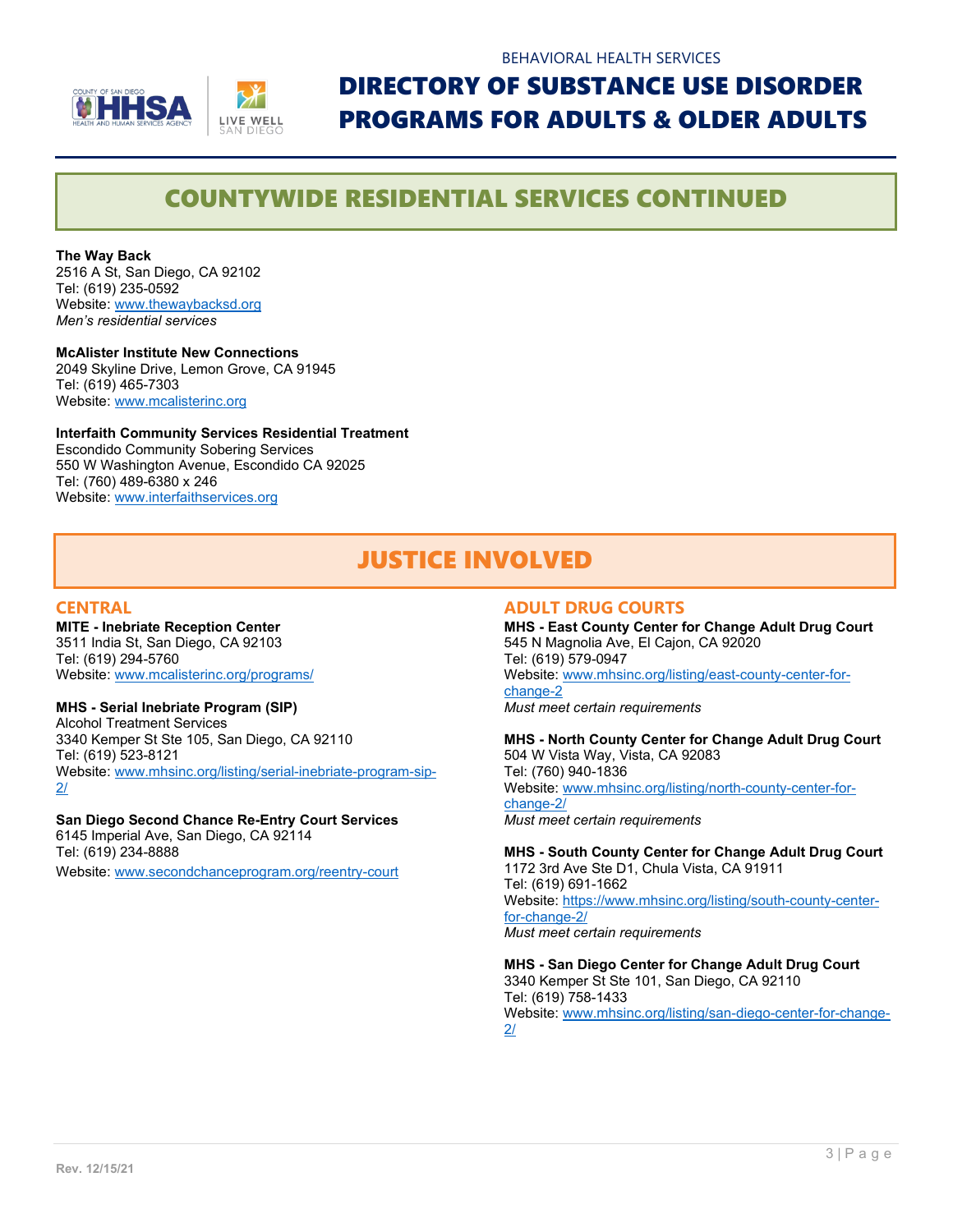## COUNTYWIDE RESIDENTIAL SERVICES CONTINUED

**The Way Back**
2516 A St, San Diego, CA 92102
Tel: (619) 235-0592
Website: www.thewaybacksd.org
*Men's residential services*

**McAlister Institute New Connections**
2049 Skyline Drive, Lemon Grove, CA 91945
Tel: (619) 465-7303
Website: www.mcalisterinc.org

**Interfaith Community Services Residential Treatment**
Escondido Community Sobering Services
550 W Washington Avenue, Escondido CA 92025
Tel: (760) 489-6380 x 246
Website: www.interfaithservices.org

## JUSTICE INVOLVED

### CENTRAL

**MITE - Inebriate Reception Center**
3511 India St, San Diego, CA 92103
Tel: (619) 294-5760
Website: www.mcalisterinc.org/programs/

**MHS - Serial Inebriate Program (SIP)**
Alcohol Treatment Services
3340 Kemper St Ste 105, San Diego, CA 92110
Tel: (619) 523-8121
Website: www.mhsinc.org/listing/serial-inebriate-program-sip-2/

**San Diego Second Chance Re-Entry Court Services**
6145 Imperial Ave, San Diego, CA 92114
Tel: (619) 234-8888
Website: www.secondchanceprogram.org/reentry-court

### ADULT DRUG COURTS

**MHS - East County Center for Change Adult Drug Court**
545 N Magnolia Ave, El Cajon, CA 92020
Tel: (619) 579-0947
Website: www.mhsinc.org/listing/east-county-center-for-change-2
*Must meet certain requirements*

**MHS - North County Center for Change Adult Drug Court**
504 W Vista Way, Vista, CA 92083
Tel: (760) 940-1836
Website: www.mhsinc.org/listing/north-county-center-for-change-2/
*Must meet certain requirements*

**MHS - South County Center for Change Adult Drug Court**
1172 3rd Ave Ste D1, Chula Vista, CA 91911
Tel: (619) 691-1662
Website: https://www.mhsinc.org/listing/south-county-center-for-change-2/
*Must meet certain requirements*

**MHS - San Diego Center for Change Adult Drug Court**
3340 Kemper St Ste 101, San Diego, CA 92110
Tel: (619) 758-1433
Website: www.mhsinc.org/listing/san-diego-center-for-change-2/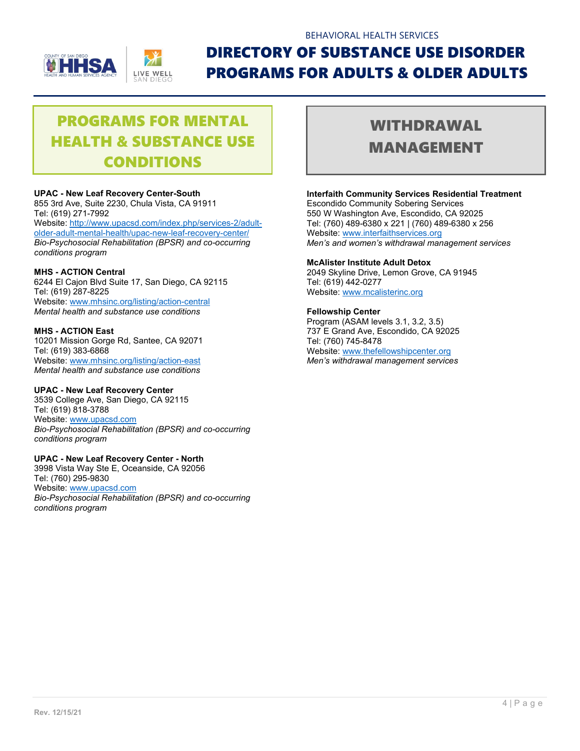# DIRECTORY OF SUBSTANCE USE DISORDER PROGRAMS FOR ADULTS & OLDER ADULTS

## PROGRAMS FOR MENTAL HEALTH & SUBSTANCE USE CONDITIONS

**UPAC - New Leaf Recovery Center-South**
855 3rd Ave, Suite 2230, Chula Vista, CA 91911
Tel: (619) 271-7992
Website: http://www.upacsd.com/index.php/services-2/adult-older-adult-mental-health/upac-new-leaf-recovery-center/
*Bio-Psychosocial Rehabilitation (BPSR) and co-occurring conditions program*

**MHS - ACTION Central**
6244 El Cajon Blvd Suite 17, San Diego, CA 92115
Tel: (619) 287-8225
Website: www.mhsinc.org/listing/action-central
*Mental health and substance use conditions*

**MHS - ACTION East**
10201 Mission Gorge Rd, Santee, CA 92071
Tel: (619) 383-6868
Website: www.mhsinc.org/listing/action-east
*Mental health and substance use conditions*

**UPAC - New Leaf Recovery Center**
3539 College Ave, San Diego, CA 92115
Tel: (619) 818-3788
Website: www.upacsd.com
*Bio-Psychosocial Rehabilitation (BPSR) and co-occurring conditions program*

**UPAC - New Leaf Recovery Center - North**
3998 Vista Way Ste E, Oceanside, CA 92056
Tel: (760) 295-9830
Website: www.upacsd.com
*Bio-Psychosocial Rehabilitation (BPSR) and co-occurring conditions program*

## WITHDRAWAL MANAGEMENT

**Interfaith Community Services Residential Treatment**
Escondido Community Sobering Services
550 W Washington Ave, Escondido, CA 92025
Tel: (760) 489-6380 x 221 | (760) 489-6380 x 256
Website: www.interfaithservices.org
*Men's and women's withdrawal management services*

**McAlister Institute Adult Detox**
2049 Skyline Drive, Lemon Grove, CA 91945
Tel: (619) 442-0277
Website: www.mcalisterinc.org

**Fellowship Center**
Program (ASAM levels 3.1, 3.2, 3.5)
737 E Grand Ave, Escondido, CA 92025
Tel: (760) 745-8478
Website: www.thefellowshipcenter.org
*Men's withdrawal management services*

Rev. 12/15/21